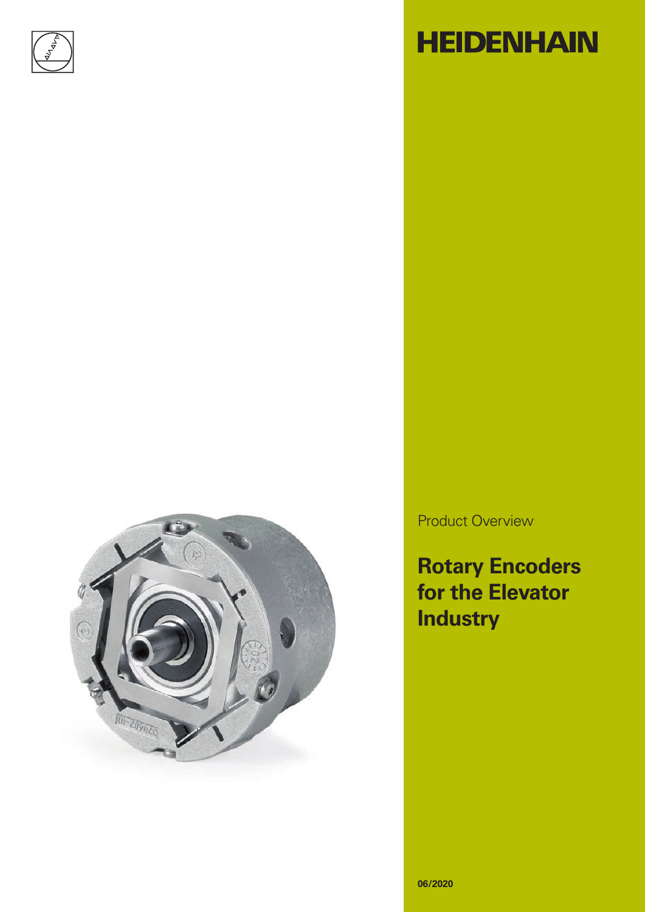# HEIDENHAIN

Product Overview

## Rotary Encoders for the Elevator Industry

**06/2020**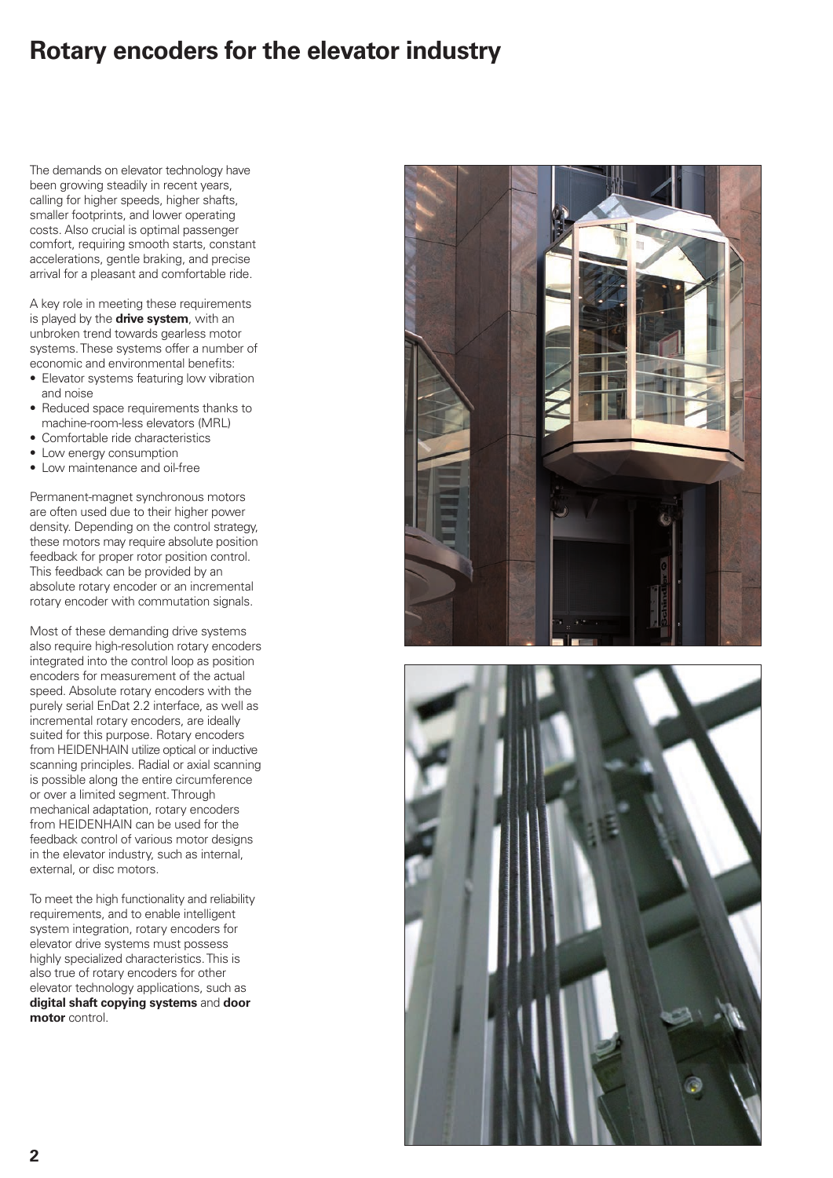# Rotary encoders for the elevator industry

The demands on elevator technology have been growing steadily in recent years, calling for higher speeds, higher shafts, smaller footprints, and lower operating costs. Also crucial is optimal passenger comfort, requiring smooth starts, constant accelerations, gentle braking, and precise arrival for a pleasant and comfortable ride.

A key role in meeting these requirements is played by the **drive system**, with an unbroken trend towards gearless motor systems. These systems offer a number of economic and environmental benefits:

- Elevator systems featuring low vibration and noise
- Reduced space requirements thanks to machine-room-less elevators (MRL)
- Comfortable ride characteristics
- Low energy consumption
- Low maintenance and oil-free

Permanent-magnet synchronous motors are often used due to their higher power density. Depending on the control strategy, these motors may require absolute position feedback for proper rotor position control. This feedback can be provided by an absolute rotary encoder or an incremental rotary encoder with commutation signals.

Most of these demanding drive systems also require high-resolution rotary encoders integrated into the control loop as position encoders for measurement of the actual speed. Absolute rotary encoders with the purely serial EnDat 2.2 interface, as well as incremental rotary encoders, are ideally suited for this purpose. Rotary encoders from HEIDENHAIN utilize optical or inductive scanning principles. Radial or axial scanning is possible along the entire circumference or over a limited segment. Through mechanical adaptation, rotary encoders from HEIDENHAIN can be used for the feedback control of various motor designs in the elevator industry, such as internal, external, or disc motors.

To meet the high functionality and reliability requirements, and to enable intelligent system integration, rotary encoders for elevator drive systems must possess highly specialized characteristics. This is also true of rotary encoders for other elevator technology applications, such as **digital shaft copying systems** and **door motor** control.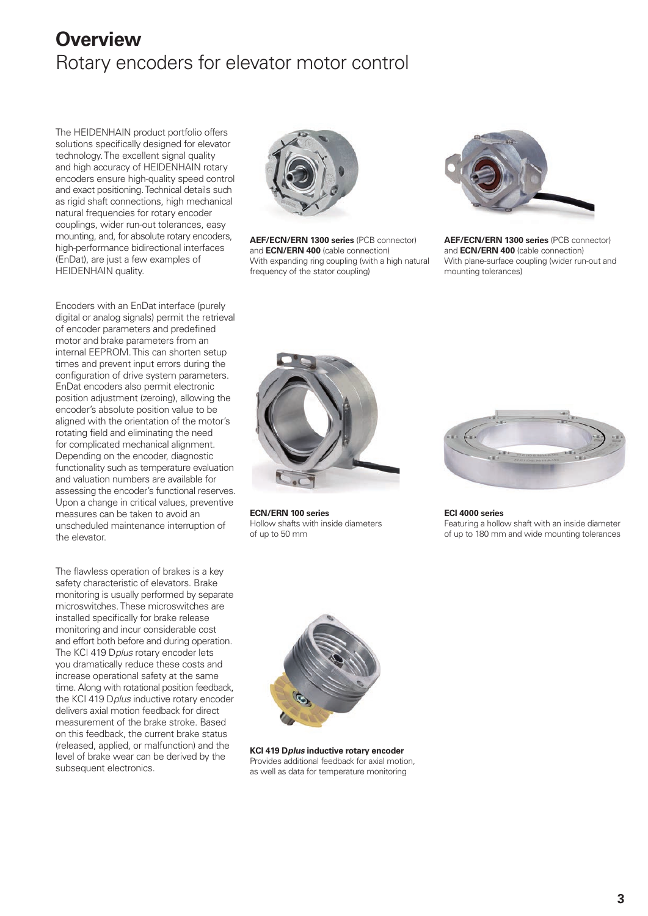# Overview

## Rotary encoders for elevator motor control

The HEIDENHAIN product portfolio offers solutions specifically designed for elevator technology. The excellent signal quality and high accuracy of HEIDENHAIN rotary encoders ensure high-quality speed control and exact positioning. Technical details such as rigid shaft connections, high mechanical natural frequencies for rotary encoder couplings, wider run-out tolerances, easy mounting, and, for absolute rotary encoders, high-performance bidirectional interfaces (EnDat), are just a few examples of HEIDENHAIN quality.

Encoders with an EnDat interface (purely digital or analog signals) permit the retrieval of encoder parameters and predefined motor and brake parameters from an internal EEPROM. This can shorten setup times and prevent input errors during the configuration of drive system parameters. EnDat encoders also permit electronic position adjustment (zeroing), allowing the encoder's absolute position value to be aligned with the orientation of the motor's rotating field and eliminating the need for complicated mechanical alignment. Depending on the encoder, diagnostic functionality such as temperature evaluation and valuation numbers are available for assessing the encoder's functional reserves. Upon a change in critical values, preventive measures can be taken to avoid an unscheduled maintenance interruption of the elevator.

The flawless operation of brakes is a key safety characteristic of elevators. Brake monitoring is usually performed by separate microswitches. These microswitches are installed specifically for brake release monitoring and incur considerable cost and effort both before and during operation. The KCI 419 D*plus* rotary encoder lets you dramatically reduce these costs and increase operational safety at the same time. Along with rotational position feedback, the KCI 419 D*plus* inductive rotary encoder delivers axial motion feedback for direct measurement of the brake stroke. Based on this feedback, the current brake status (released, applied, or malfunction) and the level of brake wear can be derived by the subsequent electronics.

**AEF/ECN/ERN 1300 series** (PCB connector) and **ECN/ERN 400** (cable connection)
With expanding ring coupling (with a high natural frequency of the stator coupling)

**AEF/ECN/ERN 1300 series** (PCB connector) and **ECN/ERN 400** (cable connection)
With plane-surface coupling (wider run-out and mounting tolerances)

**ECN/ERN 100 series**
Hollow shafts with inside diameters of up to 50 mm

**ECI 4000 series**
Featuring a hollow shaft with an inside diameter of up to 180 mm and wide mounting tolerances

**KCI 419 D*plus* inductive rotary encoder**
Provides additional feedback for axial motion, as well as data for temperature monitoring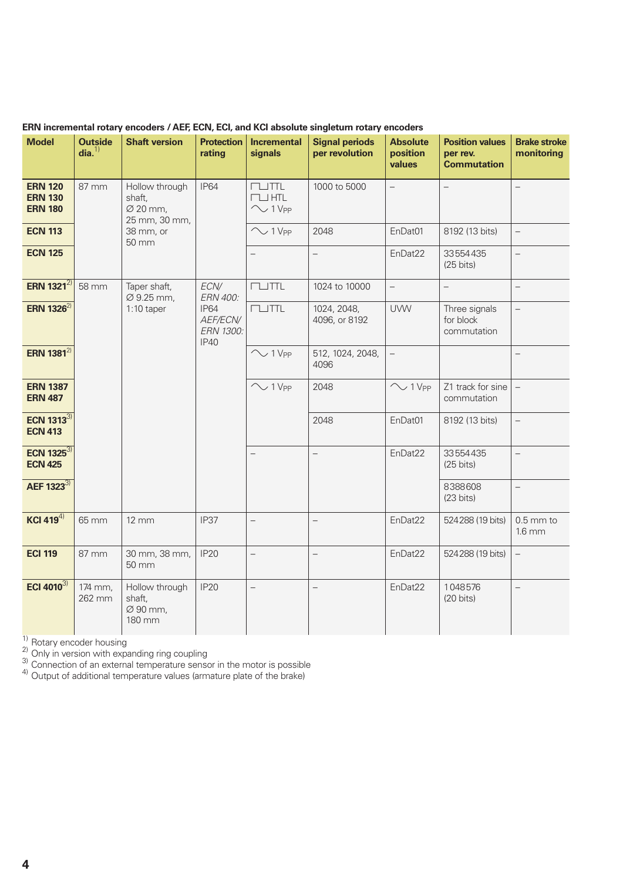**ERN incremental rotary encoders / AEF, ECN, ECI, and KCI absolute singleturn rotary encoders**

| Model | Outside dia.[1] | Shaft version | Protection rating | Incremental signals | Signal periods per revolution | Absolute position values | Position values per rev. Commutation | Brake stroke monitoring |
|---|---|---|---|---|---|---|---|---|
| **ERN 120** **ERN 130** **ERN 180** | 87 mm | Hollow through shaft, ∅ 20 mm, 25 mm, 30 mm, 38 mm, or 50 mm | IP64 | ⊓⊔TTL ⊓⊔HTL ∿ 1 $V_{PP}$ | 1000 to 5000 | – | – | – |
| **ECN 113** | | | | ∿ 1 $V_{PP}$ | 2048 | EnDat01 | 8192 (13 bits) | – |
| **ECN 125** | | | | – | – | EnDat22 | 33554435 (25 bits) | – |
| **ERN 1321**[2] | 58 mm | Taper shaft, ∅ 9.25 mm, 1:10 taper | *ECN/ ERN 400:* IP64 *AEF/ECN/ ERN 1300:* IP40 | ⊓⊔TTL | 1024 to 10000 | – | – | – |
| **ERN 1326**[2] | | | | ⊓⊔TTL | 1024, 2048, 4096, or 8192 | UVW | Three signals for block commutation | – |
| **ERN 1381**[2] | | | | ∿ 1 $V_{PP}$ | 512, 1024, 2048, 4096 | – | | – |
| **ERN 1387** **ERN 487** | | | | ∿ 1 $V_{PP}$ | 2048 | ∿ 1 $V_{PP}$ | Z1 track for sine commutation | – |
| **ECN 1313**[3] **ECN 413** | | | | | 2048 | EnDat01 | 8192 (13 bits) | – |
| **ECN 1325**[3] **ECN 425** | | | | – | – | EnDat22 | 33554435 (25 bits) | – |
| **AEF 1323**[3] | | | | | | | 8388608 (23 bits) | – |
| **KCI 419**[4] | 65 mm | 12 mm | IP37 | – | – | EnDat22 | 524288 (19 bits) | 0.5 mm to 1.6 mm |
| **ECI 119** | 87 mm | 30 mm, 38 mm, 50 mm | IP20 | – | – | EnDat22 | 524288 (19 bits) | – |
| **ECI 4010**[3] | 174 mm, 262 mm | Hollow through shaft, ∅ 90 mm, 180 mm | IP20 | – | – | EnDat22 | 1048576 (20 bits) | – |

[1] Rotary encoder housing
[2] Only in version with expanding ring coupling
[3] Connection of an external temperature sensor in the motor is possible
[4] Output of additional temperature values (armature plate of the brake)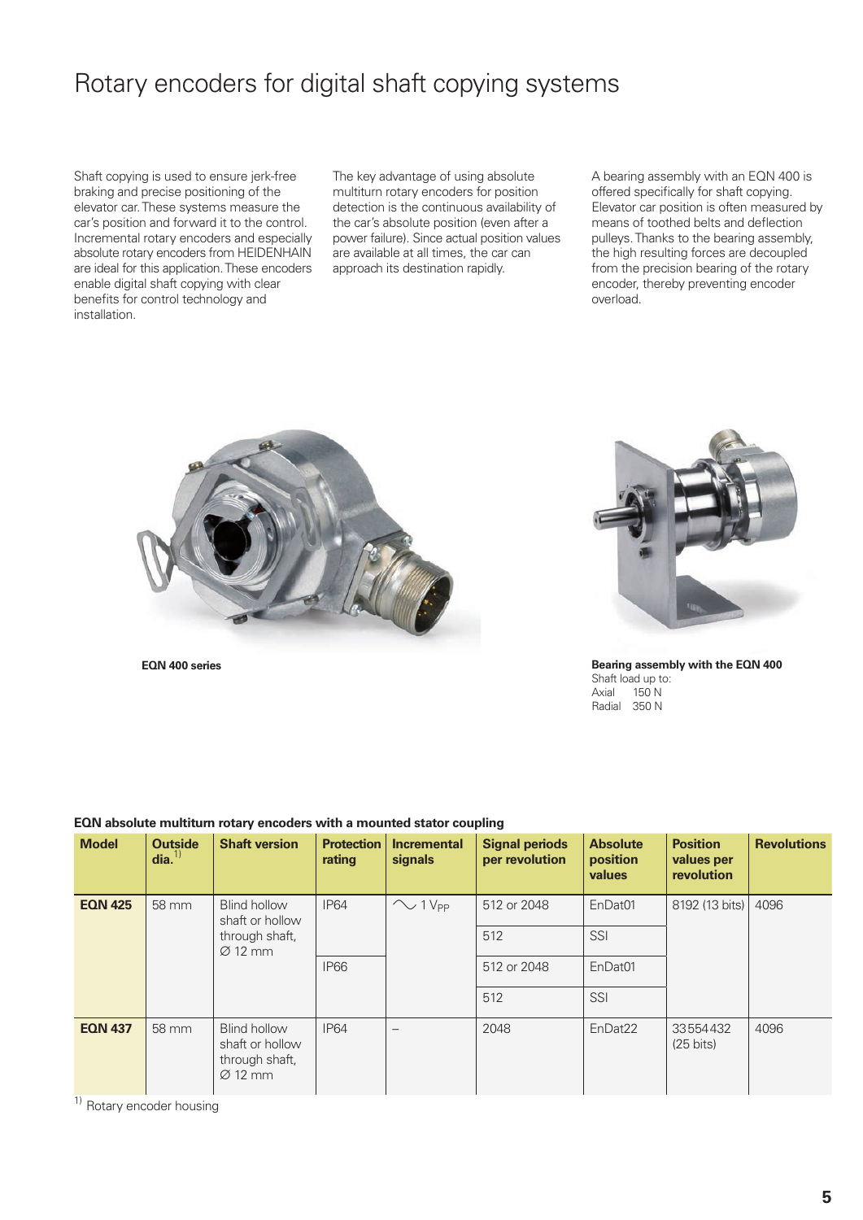# Rotary encoders for digital shaft copying systems

Shaft copying is used to ensure jerk-free braking and precise positioning of the elevator car. These systems measure the car's position and forward it to the control. Incremental rotary encoders and especially absolute rotary encoders from HEIDENHAIN are ideal for this application. These encoders enable digital shaft copying with clear benefits for control technology and installation.

The key advantage of using absolute multiturn rotary encoders for position detection is the continuous availability of the car's absolute position (even after a power failure). Since actual position values are available at all times, the car can approach its destination rapidly.

A bearing assembly with an EQN 400 is offered specifically for shaft copying. Elevator car position is often measured by means of toothed belts and deflection pulleys. Thanks to the bearing assembly, the high resulting forces are decoupled from the precision bearing of the rotary encoder, thereby preventing encoder overload.

**EQN 400 series**

**Bearing assembly with the EQN 400**
Shaft load up to:
Axial 150 N
Radial 350 N

**EQN absolute multiturn rotary encoders with a mounted stator coupling**

| Model | Outside dia.[1] | Shaft version | Protection rating | Incremental signals | Signal periods per revolution | Absolute position values | Position values per revolution | Revolutions |
|---|---|---|---|---|---|---|---|---|
| **EQN 425** | 58 mm | Blind hollow shaft or hollow through shaft, Ø 12 mm | IP64 | ∼ 1 $V_{PP}$ | 512 or 2048 | EnDat01 | 8192 (13 bits) | 4096 |
| | | | | | 512 | SSI | | |
| | | | IP66 | | 512 or 2048 | EnDat01 | | |
| | | | | | 512 | SSI | | |
| **EQN 437** | 58 mm | Blind hollow shaft or hollow through shaft, Ø 12 mm | IP64 | – | 2048 | EnDat22 | 33554432 (25 bits) | 4096 |

[1] Rotary encoder housing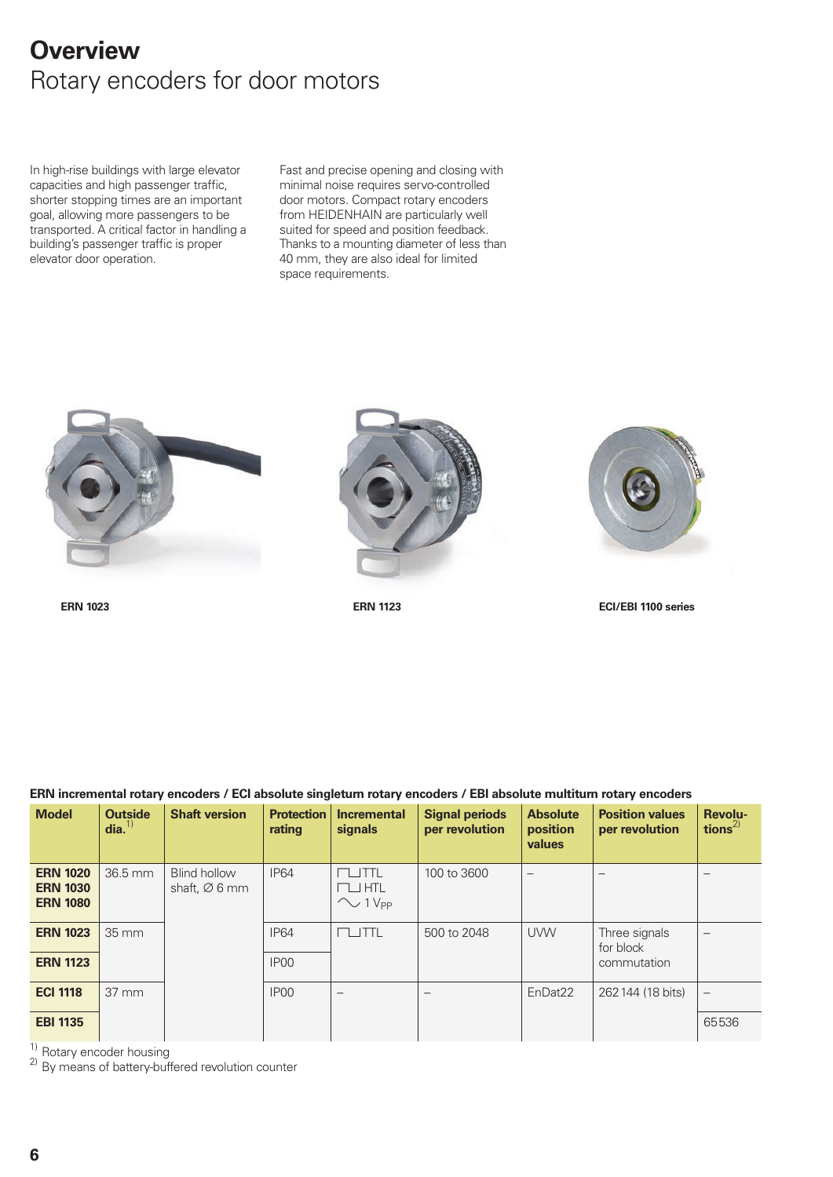# Overview

## Rotary encoders for door motors

In high-rise buildings with large elevator capacities and high passenger traffic, shorter stopping times are an important goal, allowing more passengers to be transported. A critical factor in handling a building's passenger traffic is proper elevator door operation.

Fast and precise opening and closing with minimal noise requires servo-controlled door motors. Compact rotary encoders from HEIDENHAIN are particularly well suited for speed and position feedback. Thanks to a mounting diameter of less than 40 mm, they are also ideal for limited space requirements.

**ERN 1023**

**ERN 1123**

**ECI/EBI 1100 series**

**ERN incremental rotary encoders / ECI absolute singleturn rotary encoders / EBI absolute multiturn rotary encoders**

| Model | Outside dia.[1] | Shaft version | Protection rating | Incremental signals | Signal periods per revolution | Absolute position values | Position values per revolution | Revolutions[2] |
|---|---|---|---|---|---|---|---|---|
| **ERN 1020** **ERN 1030** **ERN 1080** | 36.5 mm | Blind hollow shaft, Ø 6 mm | IP64 | ⊓⊔TTL ⊓⊔HTL ∼ 1 $V_{PP}$ | 100 to 3600 | – | – | – |
| **ERN 1023** | 35 mm | | IP64 | ⊓⊔TTL | 500 to 2048 | UVW | Three signals for block commutation | – |
| **ERN 1123** | | | IP00 | | | | | |
| **ECI 1118** | 37 mm | | IP00 | – | – | EnDat22 | 262 144 (18 bits) | – |
| **EBI 1135** | | | | | | | | 65536 |

[1] Rotary encoder housing
[2] By means of battery-buffered revolution counter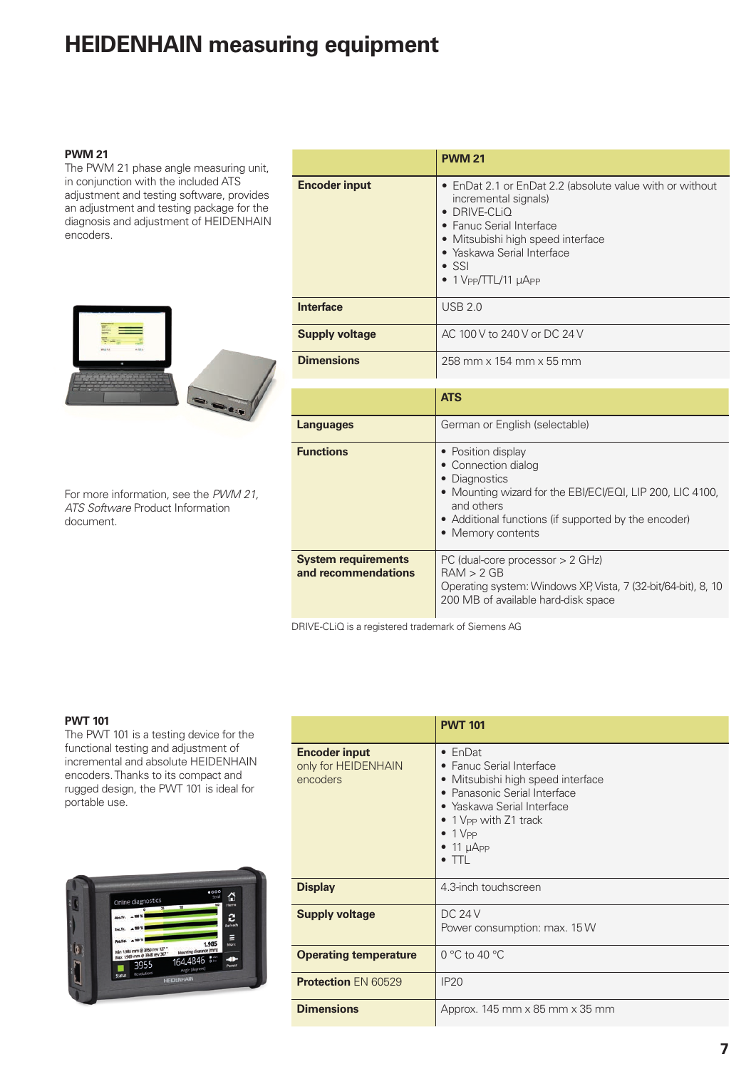# HEIDENHAIN measuring equipment

### PWM 21

The PWM 21 phase angle measuring unit, in conjunction with the included ATS adjustment and testing software, provides an adjustment and testing package for the diagnosis and adjustment of HEIDENHAIN encoders.

For more information, see the *PWM 21, ATS Software* Product Information document.

| | PWM 21 |
|---|---|
| **Encoder input** | • EnDat 2.1 or EnDat 2.2 (absolute value with or without incremental signals)<br>• DRIVE-CLiQ<br>• Fanuc Serial Interface<br>• Mitsubishi high speed interface<br>• Yaskawa Serial Interface<br>• SSI<br>• 1 $V_{PP}$/TTL/11 $\mu A_{PP}$ |
| **Interface** | USB 2.0 |
| **Supply voltage** | AC 100 V to 240 V or DC 24 V |
| **Dimensions** | 258 mm x 154 mm x 55 mm |

| | ATS |
|---|---|
| **Languages** | German or English (selectable) |
| **Functions** | • Position display<br>• Connection dialog<br>• Diagnostics<br>• Mounting wizard for the EBI/ECI/EQI, LIP 200, LIC 4100, and others<br>• Additional functions (if supported by the encoder)<br>• Memory contents |
| **System requirements and recommendations** | PC (dual-core processor > 2 GHz)<br>RAM > 2 GB<br>Operating system: Windows XP, Vista, 7 (32-bit/64-bit), 8, 10<br>200 MB of available hard-disk space |

DRIVE-CLiQ is a registered trademark of Siemens AG

### PWT 101

The PWT 101 is a testing device for the functional testing and adjustment of incremental and absolute HEIDENHAIN encoders. Thanks to its compact and rugged design, the PWT 101 is ideal for portable use.

| | PWT 101 |
|---|---|
| **Encoder input** only for HEIDENHAIN encoders | • EnDat<br>• Fanuc Serial Interface<br>• Mitsubishi high speed interface<br>• Panasonic Serial Interface<br>• Yaskawa Serial Interface<br>• 1 $V_{PP}$ with Z1 track<br>• 1 $V_{PP}$<br>• 11 $\mu A_{PP}$<br>• TTL |
| **Display** | 4.3-inch touchscreen |
| **Supply voltage** | DC 24 V<br>Power consumption: max. 15 W |
| **Operating temperature** | 0 °C to 40 °C |
| **Protection** EN 60529 | IP20 |
| **Dimensions** | Approx. 145 mm x 85 mm x 35 mm |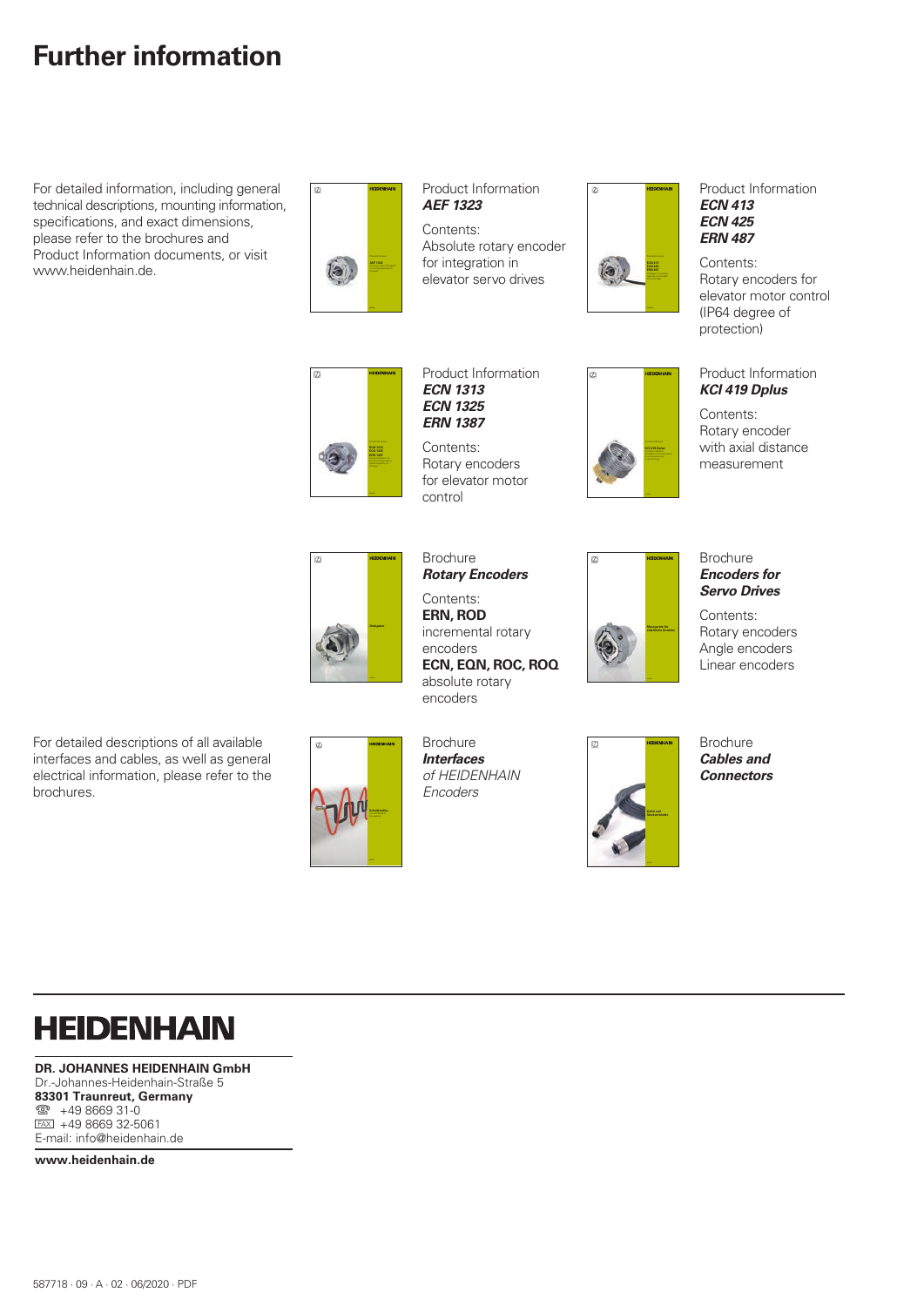# Further information

For detailed information, including general technical descriptions, mounting information, specifications, and exact dimensions, please refer to the brochures and Product Information documents, or visit www.heidenhain.de.

Product Information
***AEF 1323***

Contents:
Absolute rotary encoder for integration in elevator servo drives

Product Information
***ECN 413***
***ECN 425***
***ERN 487***

Contents:
Rotary encoders for elevator motor control (IP64 degree of protection)

Product Information
***ECN 1313***
***ECN 1325***
***ERN 1387***

Contents:
Rotary encoders for elevator motor control

Product Information
***KCI 419 Dplus***

Contents:
Rotary encoder with axial distance measurement

Brochure
***Rotary Encoders***

Contents:
**ERN, ROD**
incremental rotary encoders
**ECN, EQN, ROC, ROQ**
absolute rotary encoders

Brochure
***Encoders for Servo Drives***

Contents:
Rotary encoders
Angle encoders
Linear encoders

For detailed descriptions of all available interfaces and cables, as well as general electrical information, please refer to the brochures.

Brochure
***Interfaces*** *of HEIDENHAIN Encoders*

Brochure
***Cables and Connectors***

**HEIDENHAIN**

**DR. JOHANNES HEIDENHAIN GmbH**
Dr.-Johannes-Heidenhain-Straße 5
**83301 Traunreut, Germany**
☎ +49 8669 31-0
FAX +49 8669 32-5061
E-mail: info@heidenhain.de

**www.heidenhain.de**

587718 · 09 · A · 02 · 06/2020 · PDF